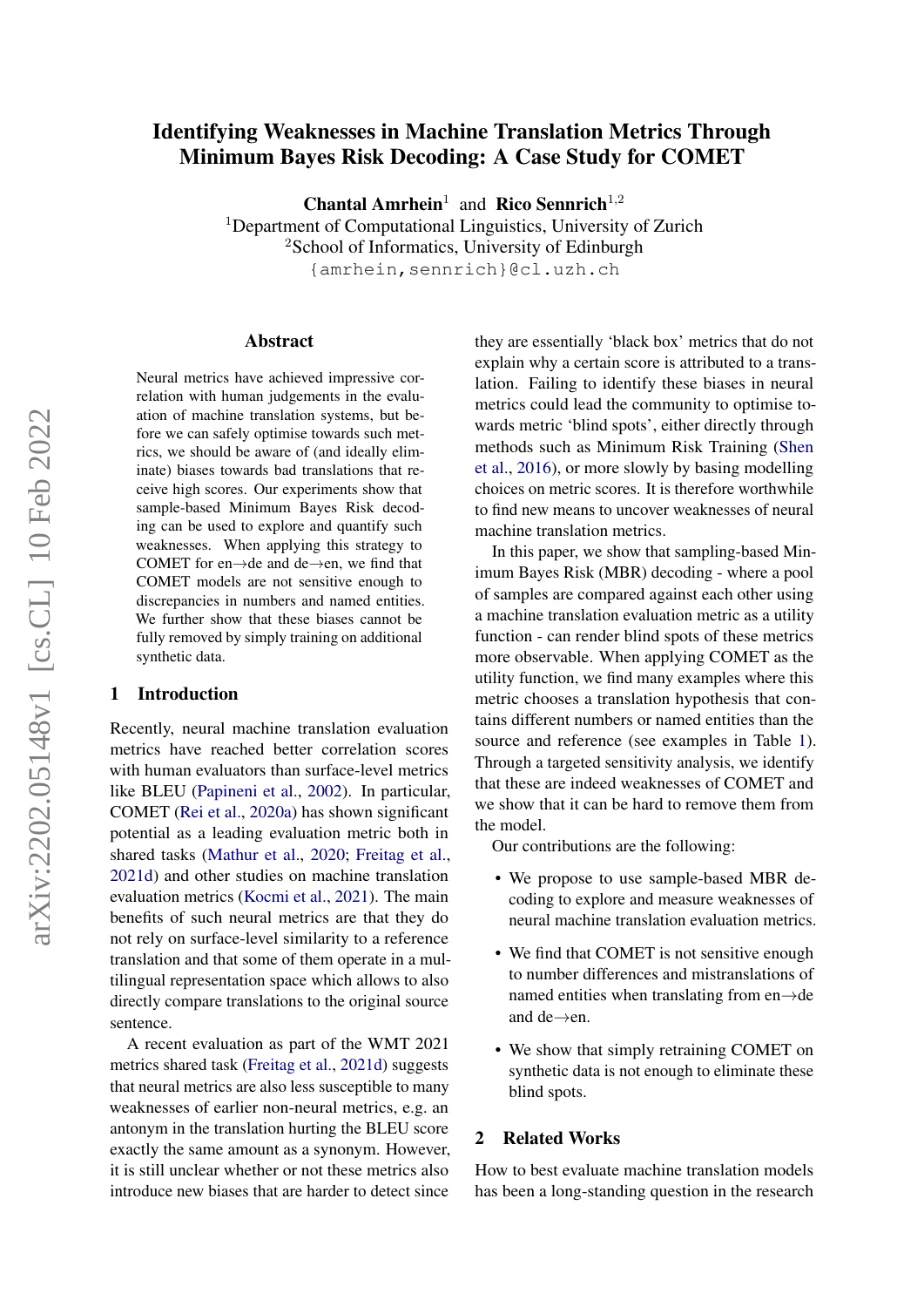# Identifying Weaknesses in Machine Translation Metrics Through Minimum Bayes Risk Decoding: A Case Study for COMET

**Chantal Amrhein**[1] and **Rico Sennrich**[1,2]

[1]Department of Computational Linguistics, University of Zurich
[2]School of Informatics, University of Edinburgh
{amrhein,sennrich}@cl.uzh.ch

## Abstract

Neural metrics have achieved impressive correlation with human judgements in the evaluation of machine translation systems, but before we can safely optimise towards such metrics, we should be aware of (and ideally eliminate) biases towards bad translations that receive high scores. Our experiments show that sample-based Minimum Bayes Risk decoding can be used to explore and quantify such weaknesses. When applying this strategy to COMET for en→de and de→en, we find that COMET models are not sensitive enough to discrepancies in numbers and named entities. We further show that these biases cannot be fully removed by simply training on additional synthetic data.

## 1 Introduction

Recently, neural machine translation evaluation metrics have reached better correlation scores with human evaluators than surface-level metrics like BLEU (Papineni et al., 2002). In particular, COMET (Rei et al., 2020a) has shown significant potential as a leading evaluation metric both in shared tasks (Mathur et al., 2020; Freitag et al., 2021d) and other studies on machine translation evaluation metrics (Kocmi et al., 2021). The main benefits of such neural metrics are that they do not rely on surface-level similarity to a reference translation and that some of them operate in a multilingual representation space which allows to also directly compare translations to the original source sentence.

A recent evaluation as part of the WMT 2021 metrics shared task (Freitag et al., 2021d) suggests that neural metrics are also less susceptible to many weaknesses of earlier non-neural metrics, e.g. an antonym in the translation hurting the BLEU score exactly the same amount as a synonym. However, it is still unclear whether or not these metrics also introduce new biases that are harder to detect since they are essentially 'black box' metrics that do not explain why a certain score is attributed to a translation. Failing to identify these biases in neural metrics could lead the community to optimise towards metric 'blind spots', either directly through methods such as Minimum Risk Training (Shen et al., 2016), or more slowly by basing modelling choices on metric scores. It is therefore worthwhile to find new means to uncover weaknesses of neural machine translation metrics.

In this paper, we show that sampling-based Minimum Bayes Risk (MBR) decoding - where a pool of samples are compared against each other using a machine translation evaluation metric as a utility function - can render blind spots of these metrics more observable. When applying COMET as the utility function, we find many examples where this metric chooses a translation hypothesis that contains different numbers or named entities than the source and reference (see examples in Table 1). Through a targeted sensitivity analysis, we identify that these are indeed weaknesses of COMET and we show that it can be hard to remove them from the model.

Our contributions are the following:

- We propose to use sample-based MBR decoding to explore and measure weaknesses of neural machine translation evaluation metrics.
- We find that COMET is not sensitive enough to number differences and mistranslations of named entities when translating from en→de and de→en.
- We show that simply retraining COMET on synthetic data is not enough to eliminate these blind spots.

## 2 Related Works

How to best evaluate machine translation models has been a long-standing question in the research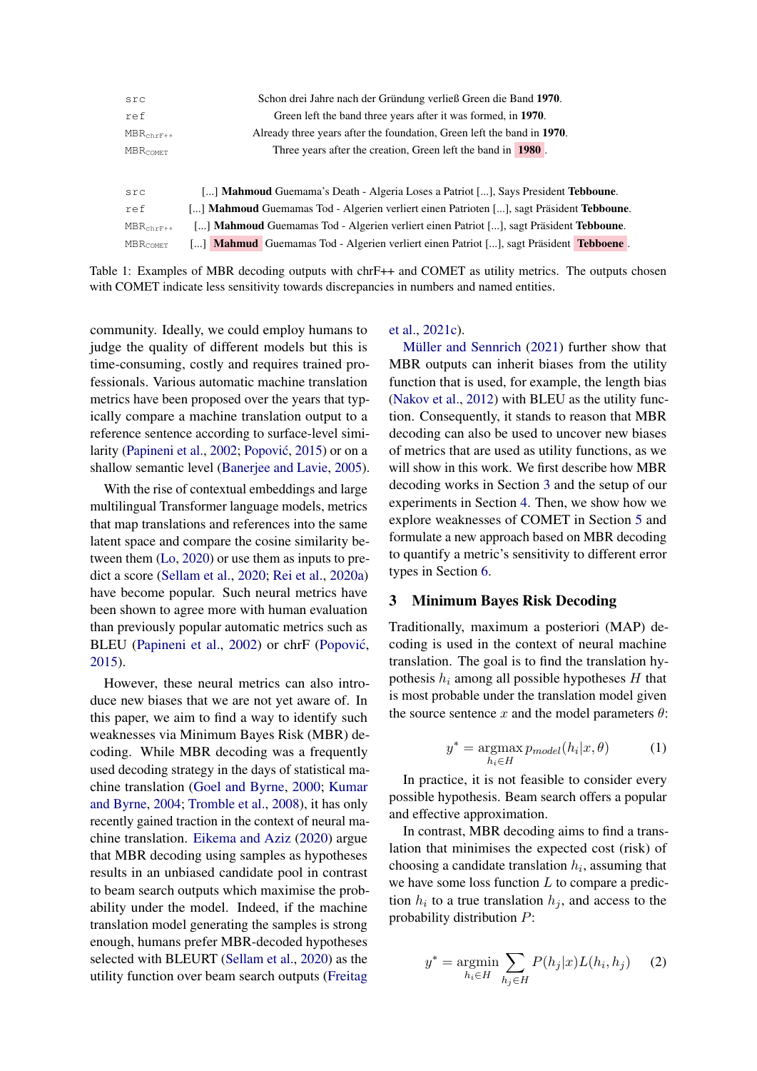| | |
|---|---|
| src | Schon drei Jahre nach der Gründung verließ Green die Band **1970**. |
| ref | Green left the band three years after it was formed, in **1970**. |
| $\text{MBR}_{\text{chrF++}}$ | Already three years after the foundation, Green left the band in **1970**. |
| $\text{MBR}_{\text{COMET}}$ | Three years after the creation, Green left the band in **1980** . |
| src | [...] **Mahmoud** Guemama's Death - Algeria Loses a Patriot [...], Says President **Tebboune**. |
| ref | [...] **Mahmoud** Guemamas Tod - Algerien verliert einen Patrioten [...], sagt Präsident **Tebboune**. |
| $\text{MBR}_{\text{chrF++}}$ | [...] **Mahmoud** Guemamas Tod - Algerien verliert einen Patriot [...], sagt Präsident **Tebboune**. |
| $\text{MBR}_{\text{COMET}}$ | [...] **Mahmud** Guemamas Tod - Algerien verliert einen Patriot [...], sagt Präsident **Tebboene** . |

Table 1: Examples of MBR decoding outputs with chrF++ and COMET as utility metrics. The outputs chosen with COMET indicate less sensitivity towards discrepancies in numbers and named entities.

community. Ideally, we could employ humans to judge the quality of different models but this is time-consuming, costly and requires trained professionals. Various automatic machine translation metrics have been proposed over the years that typically compare a machine translation output to a reference sentence according to surface-level similarity (Papineni et al., 2002; Popović, 2015) or on a shallow semantic level (Banerjee and Lavie, 2005).

With the rise of contextual embeddings and large multilingual Transformer language models, metrics that map translations and references into the same latent space and compare the cosine similarity between them (Lo, 2020) or use them as inputs to predict a score (Sellam et al., 2020; Rei et al., 2020a) have become popular. Such neural metrics have been shown to agree more with human evaluation than previously popular automatic metrics such as BLEU (Papineni et al., 2002) or chrF (Popović, 2015).

However, these neural metrics can also introduce new biases that we are not yet aware of. In this paper, we aim to find a way to identify such weaknesses via Minimum Bayes Risk (MBR) decoding. While MBR decoding was a frequently used decoding strategy in the days of statistical machine translation (Goel and Byrne, 2000; Kumar and Byrne, 2004; Tromble et al., 2008), it has only recently gained traction in the context of neural machine translation. Eikema and Aziz (2020) argue that MBR decoding using samples as hypotheses results in an unbiased candidate pool in contrast to beam search outputs which maximise the probability under the model. Indeed, if the machine translation model generating the samples is strong enough, humans prefer MBR-decoded hypotheses selected with BLEURT (Sellam et al., 2020) as the utility function over beam search outputs (Freitag et al., 2021c).

Müller and Sennrich (2021) further show that MBR outputs can inherit biases from the utility function that is used, for example, the length bias (Nakov et al., 2012) with BLEU as the utility function. Consequently, it stands to reason that MBR decoding can also be used to uncover new biases of metrics that are used as utility functions, as we will show in this work. We first describe how MBR decoding works in Section 3 and the setup of our experiments in Section 4. Then, we show how we explore weaknesses of COMET in Section 5 and formulate a new approach based on MBR decoding to quantify a metric's sensitivity to different error types in Section 6.

## 3 Minimum Bayes Risk Decoding

Traditionally, maximum a posteriori (MAP) decoding is used in the context of neural machine translation. The goal is to find the translation hypothesis $h_i$ among all possible hypotheses $H$ that is most probable under the translation model given the source sentence $x$ and the model parameters $\theta$:

$$y^* = \operatorname*{argmax}_{h_i \in H} p_{model}(h_i|x, \theta) \tag{1}$$

In practice, it is not feasible to consider every possible hypothesis. Beam search offers a popular and effective approximation.

In contrast, MBR decoding aims to find a translation that minimises the expected cost (risk) of choosing a candidate translation $h_i$, assuming that we have some loss function $L$ to compare a prediction $h_i$ to a true translation $h_j$, and access to the probability distribution $P$:

$$y^* = \operatorname*{argmin}_{h_i \in H} \sum_{h_j \in H} P(h_j|x) L(h_i, h_j) \tag{2}$$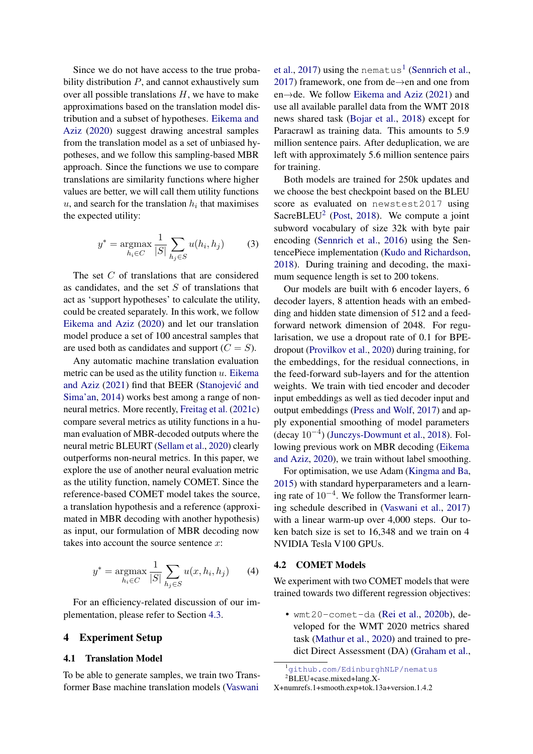Since we do not have access to the true probability distribution $P$, and cannot exhaustively sum over all possible translations $H$, we have to make approximations based on the translation model distribution and a subset of hypotheses. Eikema and Aziz (2020) suggest drawing ancestral samples from the translation model as a set of unbiased hypotheses, and we follow this sampling-based MBR approach. Since the functions we use to compare translations are similarity functions where higher values are better, we will call them utility functions $u$, and search for the translation $h_i$ that maximises the expected utility:

$$y^* = \underset{h_i \in C}{\operatorname{argmax}} \frac{1}{|S|} \sum_{h_j \in S} u(h_i, h_j) \tag{3}$$

The set $C$ of translations that are considered as candidates, and the set $S$ of translations that act as 'support hypotheses' to calculate the utility, could be created separately. In this work, we follow Eikema and Aziz (2020) and let our translation model produce a set of 100 ancestral samples that are used both as candidates and support ($C = S$).

Any automatic machine translation evaluation metric can be used as the utility function $u$. Eikema and Aziz (2021) find that BEER (Stanojević and Sima'an, 2014) works best among a range of non-neural metrics. More recently, Freitag et al. (2021c) compare several metrics as utility functions in a human evaluation of MBR-decoded outputs where the neural metric BLEURT (Sellam et al., 2020) clearly outperforms non-neural metrics. In this paper, we explore the use of another neural evaluation metric as the utility function, namely COMET. Since the reference-based COMET model takes the source, a translation hypothesis and a reference (approximated in MBR decoding with another hypothesis) as input, our formulation of MBR decoding now takes into account the source sentence $x$:

$$y^* = \underset{h_i \in C}{\operatorname{argmax}} \frac{1}{|S|} \sum_{h_j \in S} u(x, h_i, h_j) \tag{4}$$

For an efficiency-related discussion of our implementation, please refer to Section 4.3.

## 4 Experiment Setup

### 4.1 Translation Model

To be able to generate samples, we train two Transformer Base machine translation models (Vaswani et al., 2017) using the `nematus`[1] (Sennrich et al., 2017) framework, one from de→en and one from en→de. We follow Eikema and Aziz (2021) and use all available parallel data from the WMT 2018 news shared task (Bojar et al., 2018) except for Paracrawl as training data. This amounts to 5.9 million sentence pairs. After deduplication, we are left with approximately 5.6 million sentence pairs for training.

Both models are trained for 250k updates and we choose the best checkpoint based on the BLEU score as evaluated on `newstest2017` using SacreBLEU[2] (Post, 2018). We compute a joint subword vocabulary of size 32k with byte pair encoding (Sennrich et al., 2016) using the SentencePiece implementation (Kudo and Richardson, 2018). During training and decoding, the maximum sequence length is set to 200 tokens.

Our models are built with 6 encoder layers, 6 decoder layers, 8 attention heads with an embedding and hidden state dimension of 512 and a feed-forward network dimension of 2048. For regularisation, we use a dropout rate of 0.1 for BPE-dropout (Provilkov et al., 2020) during training, for the embeddings, for the residual connections, in the feed-forward sub-layers and for the attention weights. We train with tied encoder and decoder input embeddings as well as tied decoder input and output embeddings (Press and Wolf, 2017) and apply exponential smoothing of model parameters (decay $10^{-4}$) (Junczys-Dowmunt et al., 2018). Following previous work on MBR decoding (Eikema and Aziz, 2020), we train without label smoothing.

For optimisation, we use Adam (Kingma and Ba, 2015) with standard hyperparameters and a learning rate of $10^{-4}$. We follow the Transformer learning schedule described in (Vaswani et al., 2017) with a linear warm-up over 4,000 steps. Our token batch size is set to 16,348 and we train on 4 NVIDIA Tesla V100 GPUs.

### 4.2 COMET Models

We experiment with two COMET models that were trained towards two different regression objectives:

- `wmt20-comet-da` (Rei et al., 2020b), developed for the WMT 2020 metrics shared task (Mathur et al., 2020) and trained to predict Direct Assessment (DA) (Graham et al.,

[1] github.com/EdinburghNLP/nematus

[2] BLEU+case.mixed+lang.X-X+numrefs.1+smooth.exp+tok.13a+version.1.4.2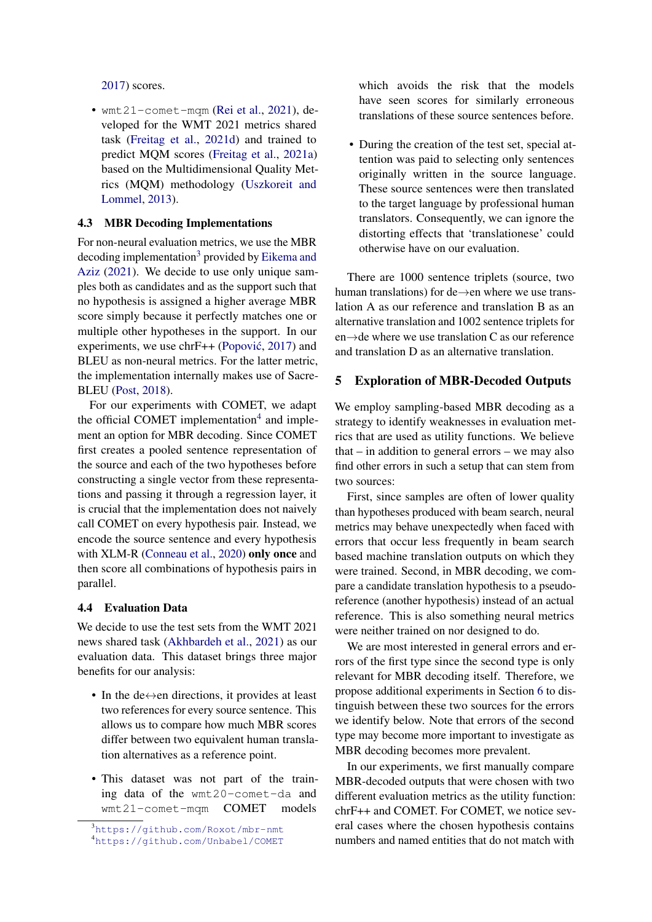2017) scores.

- `wmt21-comet-mqm` (Rei et al., 2021), developed for the WMT 2021 metrics shared task (Freitag et al., 2021d) and trained to predict MQM scores (Freitag et al., 2021a) based on the Multidimensional Quality Metrics (MQM) methodology (Uszkoreit and Lommel, 2013).

### 4.3 MBR Decoding Implementations

For non-neural evaluation metrics, we use the MBR decoding implementation[3] provided by Eikema and Aziz (2021). We decide to use only unique samples both as candidates and as the support such that no hypothesis is assigned a higher average MBR score simply because it perfectly matches one or multiple other hypotheses in the support. In our experiments, we use chrF++ (Popović, 2017) and BLEU as non-neural metrics. For the latter metric, the implementation internally makes use of SacreBLEU (Post, 2018).

For our experiments with COMET, we adapt the official COMET implementation[4] and implement an option for MBR decoding. Since COMET first creates a pooled sentence representation of the source and each of the two hypotheses before constructing a single vector from these representations and passing it through a regression layer, it is crucial that the implementation does not naively call COMET on every hypothesis pair. Instead, we encode the source sentence and every hypothesis with XLM-R (Conneau et al., 2020) **only once** and then score all combinations of hypothesis pairs in parallel.

### 4.4 Evaluation Data

We decide to use the test sets from the WMT 2021 news shared task (Akhbardeh et al., 2021) as our evaluation data. This dataset brings three major benefits for our analysis:

- In the de↔en directions, it provides at least two references for every source sentence. This allows us to compare how much MBR scores differ between two equivalent human translation alternatives as a reference point.
- This dataset was not part of the training data of the `wmt20-comet-da` and `wmt21-comet-mqm` COMET models which avoids the risk that the models have seen scores for similarly erroneous translations of these source sentences before.
- During the creation of the test set, special attention was paid to selecting only sentences originally written in the source language. These source sentences were then translated to the target language by professional human translators. Consequently, we can ignore the distorting effects that 'translationese' could otherwise have on our evaluation.

There are 1000 sentence triplets (source, two human translations) for de→en where we use translation A as our reference and translation B as an alternative translation and 1002 sentence triplets for en→de where we use translation C as our reference and translation D as an alternative translation.

## 5 Exploration of MBR-Decoded Outputs

We employ sampling-based MBR decoding as a strategy to identify weaknesses in evaluation metrics that are used as utility functions. We believe that – in addition to general errors – we may also find other errors in such a setup that can stem from two sources:

First, since samples are often of lower quality than hypotheses produced with beam search, neural metrics may behave unexpectedly when faced with errors that occur less frequently in beam search based machine translation outputs on which they were trained. Second, in MBR decoding, we compare a candidate translation hypothesis to a pseudo-reference (another hypothesis) instead of an actual reference. This is also something neural metrics were neither trained on nor designed to do.

We are most interested in general errors and errors of the first type since the second type is only relevant for MBR decoding itself. Therefore, we propose additional experiments in Section 6 to distinguish between these two sources for the errors we identify below. Note that errors of the second type may become more important to investigate as MBR decoding becomes more prevalent.

In our experiments, we first manually compare MBR-decoded outputs that were chosen with two different evaluation metrics as the utility function: chrF++ and COMET. For COMET, we notice several cases where the chosen hypothesis contains numbers and named entities that do not match with

[3] https://github.com/Roxot/mbr-nmt

[4] https://github.com/Unbabel/COMET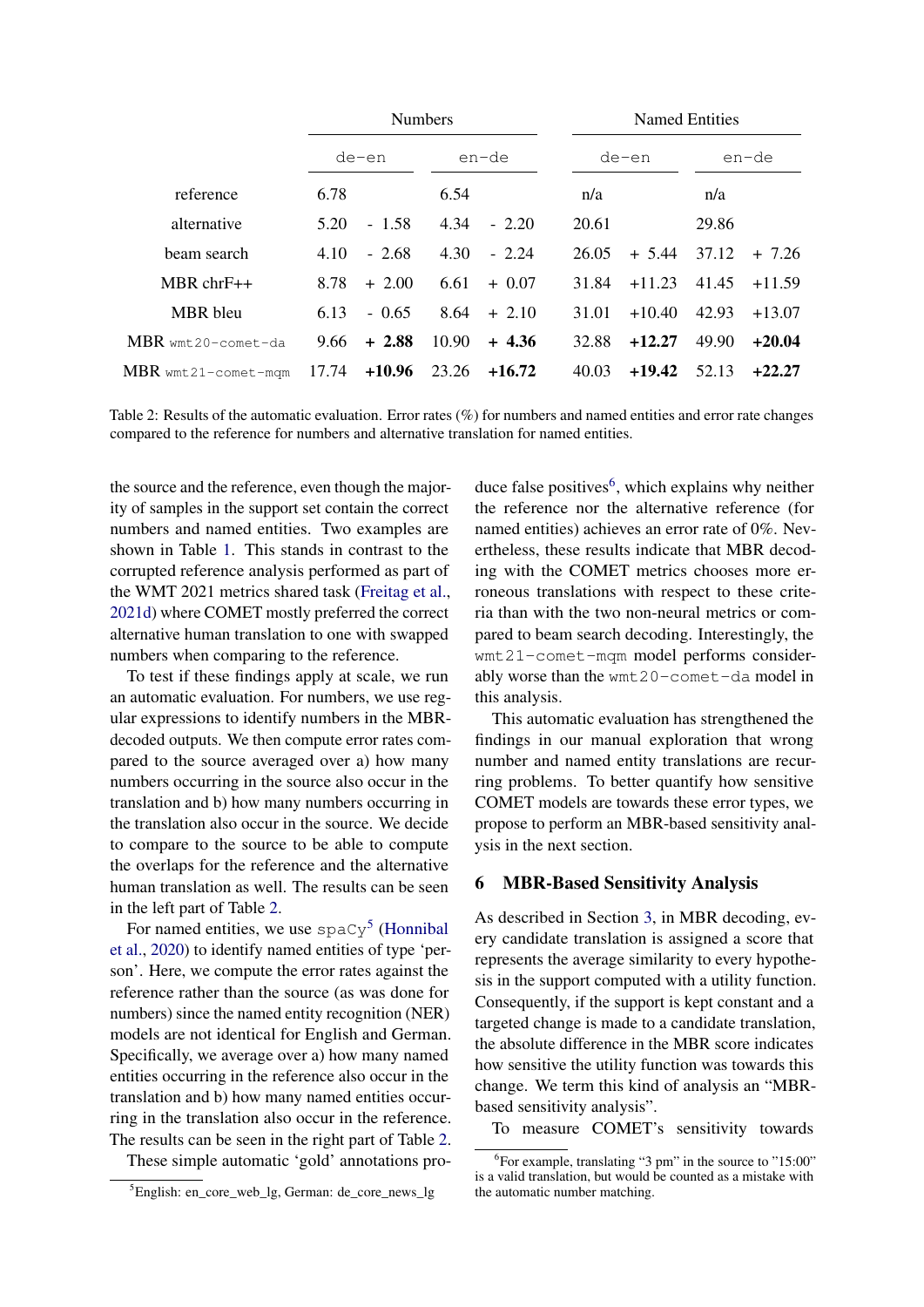| | Numbers | | | | Named Entities | | | |
|---|---|---|---|---|---|---|---|---|
| | de-en | | en-de | | de-en | | en-de | |
| reference | 6.78 | | 6.54 | | n/a | | n/a | |
| alternative | 5.20 | - 1.58 | 4.34 | - 2.20 | 20.61 | | 29.86 | |
| beam search | 4.10 | - 2.68 | 4.30 | - 2.24 | 26.05 | + 5.44 | 37.12 | + 7.26 |
| MBR chrF++ | 8.78 | + 2.00 | 6.61 | + 0.07 | 31.84 | +11.23 | 41.45 | +11.59 |
| MBR bleu | 6.13 | - 0.65 | 8.64 | + 2.10 | 31.01 | +10.40 | 42.93 | +13.07 |
| MBR wmt20-comet-da | 9.66 | **+ 2.88** | 10.90 | **+ 4.36** | 32.88 | **+12.27** | 49.90 | **+20.04** |
| MBR wmt21-comet-mqm | 17.74 | **+10.96** | 23.26 | **+16.72** | 40.03 | **+19.42** | 52.13 | **+22.27** |

Table 2: Results of the automatic evaluation. Error rates (%) for numbers and named entities and error rate changes compared to the reference for numbers and alternative translation for named entities.

the source and the reference, even though the majority of samples in the support set contain the correct numbers and named entities. Two examples are shown in Table 1. This stands in contrast to the corrupted reference analysis performed as part of the WMT 2021 metrics shared task (Freitag et al., 2021d) where COMET mostly preferred the correct alternative human translation to one with swapped numbers when comparing to the reference.

To test if these findings apply at scale, we run an automatic evaluation. For numbers, we use regular expressions to identify numbers in the MBR-decoded outputs. We then compute error rates compared to the source averaged over a) how many numbers occurring in the source also occur in the translation and b) how many numbers occurring in the translation also occur in the source. We decide to compare to the source to be able to compute the overlaps for the reference and the alternative human translation as well. The results can be seen in the left part of Table 2.

For named entities, we use spaCy[5] (Honnibal et al., 2020) to identify named entities of type 'person'. Here, we compute the error rates against the reference rather than the source (as was done for numbers) since the named entity recognition (NER) models are not identical for English and German. Specifically, we average over a) how many named entities occurring in the reference also occur in the translation and b) how many named entities occurring in the translation also occur in the reference. The results can be seen in the right part of Table 2.

These simple automatic 'gold' annotations produce false positives[6], which explains why neither the reference nor the alternative reference (for named entities) achieves an error rate of 0%. Nevertheless, these results indicate that MBR decoding with the COMET metrics chooses more erroneous translations with respect to these criteria than with the two non-neural metrics or compared to beam search decoding. Interestingly, the wmt21-comet-mqm model performs considerably worse than the wmt20-comet-da model in this analysis.

This automatic evaluation has strengthened the findings in our manual exploration that wrong number and named entity translations are recurring problems. To better quantify how sensitive COMET models are towards these error types, we propose to perform an MBR-based sensitivity analysis in the next section.

## 6 MBR-Based Sensitivity Analysis

As described in Section 3, in MBR decoding, every candidate translation is assigned a score that represents the average similarity to every hypothesis in the support computed with a utility function. Consequently, if the support is kept constant and a targeted change is made to a candidate translation, the absolute difference in the MBR score indicates how sensitive the utility function was towards this change. We term this kind of analysis an "MBR-based sensitivity analysis".

To measure COMET's sensitivity towards

[5]English: en_core_web_lg, German: de_core_news_lg

[6]For example, translating "3 pm" in the source to "15:00" is a valid translation, but would be counted as a mistake with the automatic number matching.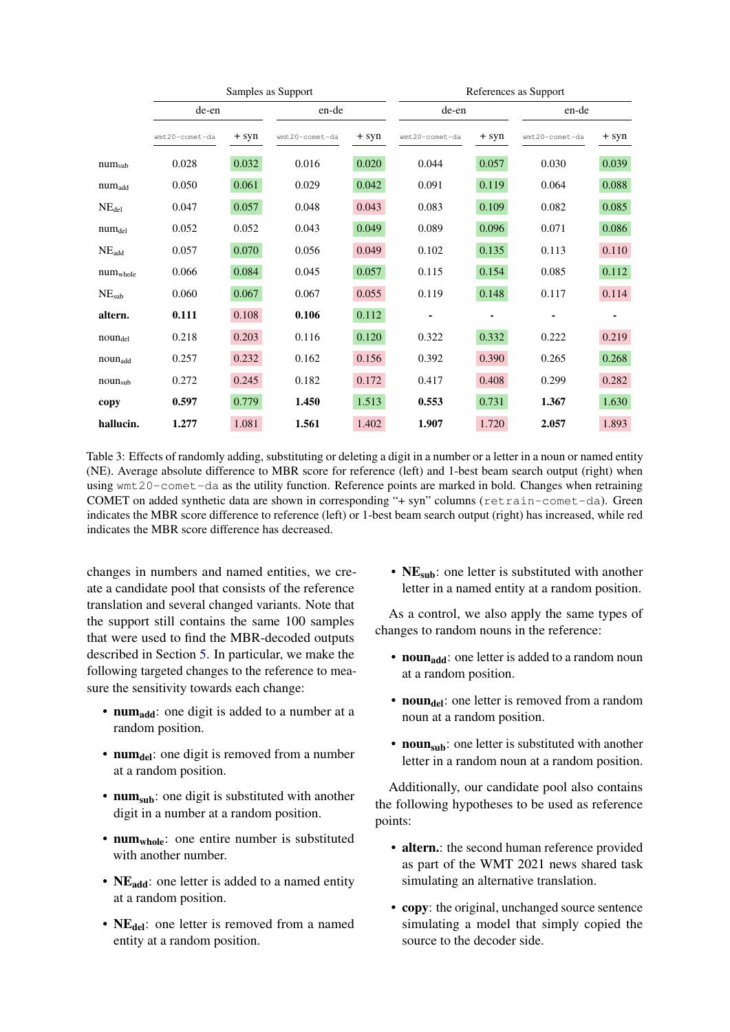| | Samples as Support | | | | References as Support | | | |
|---|---|---|---|---|---|---|---|---|
| | de-en | | en-de | | de-en | | en-de | |
| | wmt20-comet-da | + syn | wmt20-comet-da | + syn | wmt20-comet-da | + syn | wmt20-comet-da | + syn |
| $\text{num}_{\text{sub}}$ | 0.028 | 0.032 | 0.016 | 0.020 | 0.044 | 0.057 | 0.030 | 0.039 |
| $\text{num}_{\text{add}}$ | 0.050 | 0.061 | 0.029 | 0.042 | 0.091 | 0.119 | 0.064 | 0.088 |
| $\text{NE}_{\text{del}}$ | 0.047 | 0.057 | 0.048 | 0.043 | 0.083 | 0.109 | 0.082 | 0.085 |
| $\text{num}_{\text{del}}$ | 0.052 | 0.052 | 0.043 | 0.049 | 0.089 | 0.096 | 0.071 | 0.086 |
| $\text{NE}_{\text{add}}$ | 0.057 | 0.070 | 0.056 | 0.049 | 0.102 | 0.135 | 0.113 | 0.110 |
| $\text{num}_{\text{whole}}$ | 0.066 | 0.084 | 0.045 | 0.057 | 0.115 | 0.154 | 0.085 | 0.112 |
| $\text{NE}_{\text{sub}}$ | 0.060 | 0.067 | 0.067 | 0.055 | 0.119 | 0.148 | 0.117 | 0.114 |
| **altern.** | **0.111** | 0.108 | **0.106** | 0.112 | - | - | - | - |
| $\text{noun}_{\text{del}}$ | 0.218 | 0.203 | 0.116 | 0.120 | 0.322 | 0.332 | 0.222 | 0.219 |
| $\text{noun}_{\text{add}}$ | 0.257 | 0.232 | 0.162 | 0.156 | 0.392 | 0.390 | 0.265 | 0.268 |
| $\text{noun}_{\text{sub}}$ | 0.272 | 0.245 | 0.182 | 0.172 | 0.417 | 0.408 | 0.299 | 0.282 |
| **copy** | **0.597** | 0.779 | **1.450** | 1.513 | **0.553** | 0.731 | **1.367** | 1.630 |
| **hallucin.** | **1.277** | 1.081 | **1.561** | 1.402 | **1.907** | 1.720 | **2.057** | 1.893 |

Table 3: Effects of randomly adding, substituting or deleting a digit in a number or a letter in a noun or named entity (NE). Average absolute difference to MBR score for reference (left) and 1-best beam search output (right) when using `wmt20-comet-da` as the utility function. Reference points are marked in bold. Changes when retraining COMET on added synthetic data are shown in corresponding "+ syn" columns (`retrain-comet-da`). Green indicates the MBR score difference to reference (left) or 1-best beam search output (right) has increased, while red indicates the MBR score difference has decreased.

changes in numbers and named entities, we create a candidate pool that consists of the reference translation and several changed variants. Note that the support still contains the same 100 samples that were used to find the MBR-decoded outputs described in Section 5. In particular, we make the following targeted changes to the reference to measure the sensitivity towards each change:

- $\textbf{num}_{\textbf{add}}$: one digit is added to a number at a random position.
- $\textbf{num}_{\textbf{del}}$: one digit is removed from a number at a random position.
- $\textbf{num}_{\textbf{sub}}$: one digit is substituted with another digit in a number at a random position.
- $\textbf{num}_{\textbf{whole}}$: one entire number is substituted with another number.
- $\textbf{NE}_{\textbf{add}}$: one letter is added to a named entity at a random position.
- $\textbf{NE}_{\textbf{del}}$: one letter is removed from a named entity at a random position.
- $\textbf{NE}_{\textbf{sub}}$: one letter is substituted with another letter in a named entity at a random position.

As a control, we also apply the same types of changes to random nouns in the reference:

- $\textbf{noun}_{\textbf{add}}$: one letter is added to a random noun at a random position.
- $\textbf{noun}_{\textbf{del}}$: one letter is removed from a random noun at a random position.
- $\textbf{noun}_{\textbf{sub}}$: one letter is substituted with another letter in a random noun at a random position.

Additionally, our candidate pool also contains the following hypotheses to be used as reference points:

- **altern.**: the second human reference provided as part of the WMT 2021 news shared task simulating an alternative translation.
- **copy**: the original, unchanged source sentence simulating a model that simply copied the source to the decoder side.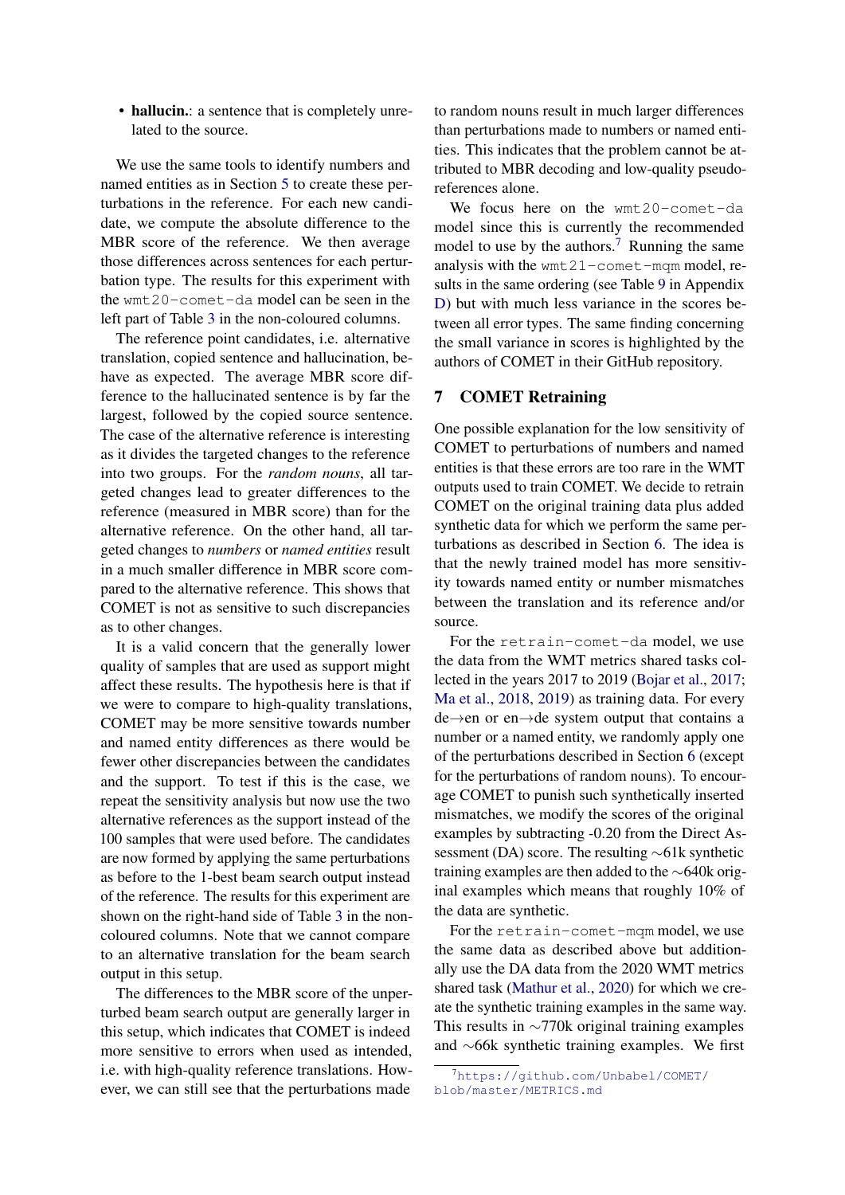- **hallucin.**: a sentence that is completely unrelated to the source.

We use the same tools to identify numbers and named entities as in Section 5 to create these perturbations in the reference. For each new candidate, we compute the absolute difference to the MBR score of the reference. We then average those differences across sentences for each perturbation type. The results for this experiment with the `wmt20-comet-da` model can be seen in the left part of Table 3 in the non-coloured columns.

The reference point candidates, i.e. alternative translation, copied sentence and hallucination, behave as expected. The average MBR score difference to the hallucinated sentence is by far the largest, followed by the copied source sentence. The case of the alternative reference is interesting as it divides the targeted changes to the reference into two groups. For the *random nouns*, all targeted changes lead to greater differences to the reference (measured in MBR score) than for the alternative reference. On the other hand, all targeted changes to *numbers* or *named entities* result in a much smaller difference in MBR score compared to the alternative reference. This shows that COMET is not as sensitive to such discrepancies as to other changes.

It is a valid concern that the generally lower quality of samples that are used as support might affect these results. The hypothesis here is that if we were to compare to high-quality translations, COMET may be more sensitive towards number and named entity differences as there would be fewer other discrepancies between the candidates and the support. To test if this is the case, we repeat the sensitivity analysis but now use the two alternative references as the support instead of the 100 samples that were used before. The candidates are now formed by applying the same perturbations as before to the 1-best beam search output instead of the reference. The results for this experiment are shown on the right-hand side of Table 3 in the non-coloured columns. Note that we cannot compare to an alternative translation for the beam search output in this setup.

The differences to the MBR score of the unperturbed beam search output are generally larger in this setup, which indicates that COMET is indeed more sensitive to errors when used as intended, i.e. with high-quality reference translations. However, we can still see that the perturbations made to random nouns result in much larger differences than perturbations made to numbers or named entities. This indicates that the problem cannot be attributed to MBR decoding and low-quality pseudo-references alone.

We focus here on the `wmt20-comet-da` model since this is currently the recommended model to use by the authors.[7] Running the same analysis with the `wmt21-comet-mqm` model, results in the same ordering (see Table 9 in Appendix D) but with much less variance in the scores between all error types. The same finding concerning the small variance in scores is highlighted by the authors of COMET in their GitHub repository.

## 7 COMET Retraining

One possible explanation for the low sensitivity of COMET to perturbations of numbers and named entities is that these errors are too rare in the WMT outputs used to train COMET. We decide to retrain COMET on the original training data plus added synthetic data for which we perform the same perturbations as described in Section 6. The idea is that the newly trained model has more sensitivity towards named entity or number mismatches between the translation and its reference and/or source.

For the `retrain-comet-da` model, we use the data from the WMT metrics shared tasks collected in the years 2017 to 2019 (Bojar et al., 2017; Ma et al., 2018, 2019) as training data. For every de→en or en→de system output that contains a number or a named entity, we randomly apply one of the perturbations described in Section 6 (except for the perturbations of random nouns). To encourage COMET to punish such synthetically inserted mismatches, we modify the scores of the original examples by subtracting -0.20 from the Direct Assessment (DA) score. The resulting ∼61k synthetic training examples are then added to the ∼640k original examples which means that roughly 10% of the data are synthetic.

For the `retrain-comet-mqm` model, we use the same data as described above but additionally use the DA data from the 2020 WMT metrics shared task (Mathur et al., 2020) for which we create the synthetic training examples in the same way. This results in ∼770k original training examples and ∼66k synthetic training examples. We first

[7] https://github.com/Unbabel/COMET/blob/master/METRICS.md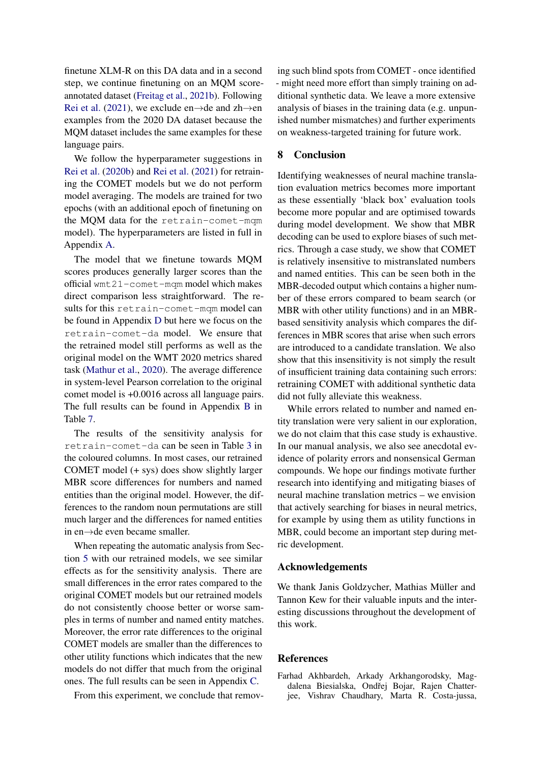finetune XLM-R on this DA data and in a second step, we continue finetuning on an MQM score-annotated dataset (Freitag et al., 2021b). Following Rei et al. (2021), we exclude en→de and zh→en examples from the 2020 DA dataset because the MQM dataset includes the same examples for these language pairs.

We follow the hyperparameter suggestions in Rei et al. (2020b) and Rei et al. (2021) for retraining the COMET models but we do not perform model averaging. The models are trained for two epochs (with an additional epoch of finetuning on the MQM data for the `retrain-comet-mqm` model). The hyperparameters are listed in full in Appendix A.

The model that we finetune towards MQM scores produces generally larger scores than the official `wmt21-comet-mqm` model which makes direct comparison less straightforward. The results for this `retrain-comet-mqm` model can be found in Appendix D but here we focus on the `retrain-comet-da` model. We ensure that the retrained model still performs as well as the original model on the WMT 2020 metrics shared task (Mathur et al., 2020). The average difference in system-level Pearson correlation to the original comet model is +0.0016 across all language pairs. The full results can be found in Appendix B in Table 7.

The results of the sensitivity analysis for `retrain-comet-da` can be seen in Table 3 in the coloured columns. In most cases, our retrained COMET model (+ sys) does show slightly larger MBR score differences for numbers and named entities than the original model. However, the differences to the random noun permutations are still much larger and the differences for named entities in en→de even became smaller.

When repeating the automatic analysis from Section 5 with our retrained models, we see similar effects as for the sensitivity analysis. There are small differences in the error rates compared to the original COMET models but our retrained models do not consistently choose better or worse samples in terms of number and named entity matches. Moreover, the error rate differences to the original COMET models are smaller than the differences to other utility functions which indicates that the new models do not differ that much from the original ones. The full results can be seen in Appendix C.

From this experiment, we conclude that removing such blind spots from COMET - once identified - might need more effort than simply training on additional synthetic data. We leave a more extensive analysis of biases in the training data (e.g. unpunished number mismatches) and further experiments on weakness-targeted training for future work.

## 8 Conclusion

Identifying weaknesses of neural machine translation evaluation metrics becomes more important as these essentially 'black box' evaluation tools become more popular and are optimised towards during model development. We show that MBR decoding can be used to explore biases of such metrics. Through a case study, we show that COMET is relatively insensitive to mistranslated numbers and named entities. This can be seen both in the MBR-decoded output which contains a higher number of these errors compared to beam search (or MBR with other utility functions) and in an MBR-based sensitivity analysis which compares the differences in MBR scores that arise when such errors are introduced to a candidate translation. We also show that this insensitivity is not simply the result of insufficient training data containing such errors: retraining COMET with additional synthetic data did not fully alleviate this weakness.

While errors related to number and named entity translation were very salient in our exploration, we do not claim that this case study is exhaustive. In our manual analysis, we also see anecdotal evidence of polarity errors and nonsensical German compounds. We hope our findings motivate further research into identifying and mitigating biases of neural machine translation metrics – we envision that actively searching for biases in neural metrics, for example by using them as utility functions in MBR, could become an important step during metric development.

## Acknowledgements

We thank Janis Goldzycher, Mathias Müller and Tannon Kew for their valuable inputs and the interesting discussions throughout the development of this work.

## References

Farhad Akhbardeh, Arkady Arkhangorodsky, Magdalena Biesialska, Ondřej Bojar, Rajen Chatterjee, Vishrav Chaudhary, Marta R. Costa-jussa,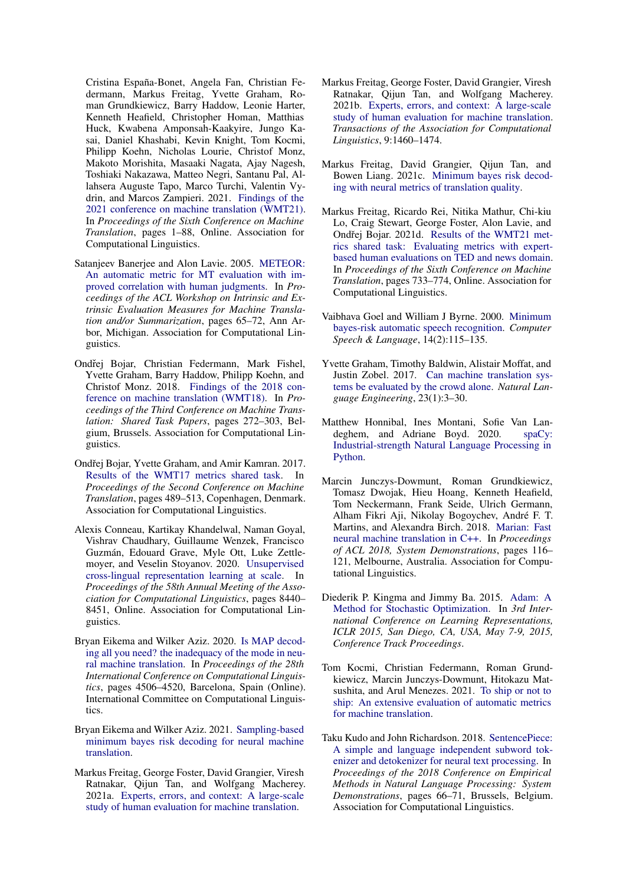Cristina España-Bonet, Angela Fan, Christian Federmann, Markus Freitag, Yvette Graham, Roman Grundkiewicz, Barry Haddow, Leonie Harter, Kenneth Heafield, Christopher Homan, Matthias Huck, Kwabena Amponsah-Kaakyire, Jungo Kasai, Daniel Khashabi, Kevin Knight, Tom Kocmi, Philipp Koehn, Nicholas Lourie, Christof Monz, Makoto Morishita, Masaaki Nagata, Ajay Nagesh, Toshiaki Nakazawa, Matteo Negri, Santanu Pal, Allahsera Auguste Tapo, Marco Turchi, Valentin Vydrin, and Marcos Zampieri. 2021. Findings of the 2021 conference on machine translation (WMT21). In *Proceedings of the Sixth Conference on Machine Translation*, pages 1–88, Online. Association for Computational Linguistics.

Satanjeev Banerjee and Alon Lavie. 2005. METEOR: An automatic metric for MT evaluation with improved correlation with human judgments. In *Proceedings of the ACL Workshop on Intrinsic and Extrinsic Evaluation Measures for Machine Translation and/or Summarization*, pages 65–72, Ann Arbor, Michigan. Association for Computational Linguistics.

Ondřej Bojar, Christian Federmann, Mark Fishel, Yvette Graham, Barry Haddow, Philipp Koehn, and Christof Monz. 2018. Findings of the 2018 conference on machine translation (WMT18). In *Proceedings of the Third Conference on Machine Translation: Shared Task Papers*, pages 272–303, Belgium, Brussels. Association for Computational Linguistics.

Ondřej Bojar, Yvette Graham, and Amir Kamran. 2017. Results of the WMT17 metrics shared task. In *Proceedings of the Second Conference on Machine Translation*, pages 489–513, Copenhagen, Denmark. Association for Computational Linguistics.

Alexis Conneau, Kartikay Khandelwal, Naman Goyal, Vishrav Chaudhary, Guillaume Wenzek, Francisco Guzmán, Edouard Grave, Myle Ott, Luke Zettlemoyer, and Veselin Stoyanov. 2020. Unsupervised cross-lingual representation learning at scale. In *Proceedings of the 58th Annual Meeting of the Association for Computational Linguistics*, pages 8440–8451, Online. Association for Computational Linguistics.

Bryan Eikema and Wilker Aziz. 2020. Is MAP decoding all you need? the inadequacy of the mode in neural machine translation. In *Proceedings of the 28th International Conference on Computational Linguistics*, pages 4506–4520, Barcelona, Spain (Online). International Committee on Computational Linguistics.

Bryan Eikema and Wilker Aziz. 2021. Sampling-based minimum bayes risk decoding for neural machine translation.

Markus Freitag, George Foster, David Grangier, Viresh Ratnakar, Qijun Tan, and Wolfgang Macherey. 2021a. Experts, errors, and context: A large-scale study of human evaluation for machine translation.

Markus Freitag, George Foster, David Grangier, Viresh Ratnakar, Qijun Tan, and Wolfgang Macherey. 2021b. Experts, errors, and context: A large-scale study of human evaluation for machine translation. *Transactions of the Association for Computational Linguistics*, 9:1460–1474.

Markus Freitag, David Grangier, Qijun Tan, and Bowen Liang. 2021c. Minimum bayes risk decoding with neural metrics of translation quality.

Markus Freitag, Ricardo Rei, Nitika Mathur, Chi-kiu Lo, Craig Stewart, George Foster, Alon Lavie, and Ondřej Bojar. 2021d. Results of the WMT21 metrics shared task: Evaluating metrics with expert-based human evaluations on TED and news domain. In *Proceedings of the Sixth Conference on Machine Translation*, pages 733–774, Online. Association for Computational Linguistics.

Vaibhava Goel and William J Byrne. 2000. Minimum bayes-risk automatic speech recognition. *Computer Speech & Language*, 14(2):115–135.

Yvette Graham, Timothy Baldwin, Alistair Moffat, and Justin Zobel. 2017. Can machine translation systems be evaluated by the crowd alone. *Natural Language Engineering*, 23(1):3–30.

Matthew Honnibal, Ines Montani, Sofie Van Landeghem, and Adriane Boyd. 2020. spaCy: Industrial-strength Natural Language Processing in Python.

Marcin Junczys-Dowmunt, Roman Grundkiewicz, Tomasz Dwojak, Hieu Hoang, Kenneth Heafield, Tom Neckermann, Frank Seide, Ulrich Germann, Alham Fikri Aji, Nikolay Bogoychev, André F. T. Martins, and Alexandra Birch. 2018. Marian: Fast neural machine translation in C++. In *Proceedings of ACL 2018, System Demonstrations*, pages 116–121, Melbourne, Australia. Association for Computational Linguistics.

Diederik P. Kingma and Jimmy Ba. 2015. Adam: A Method for Stochastic Optimization. In *3rd International Conference on Learning Representations, ICLR 2015, San Diego, CA, USA, May 7-9, 2015, Conference Track Proceedings*.

Tom Kocmi, Christian Federmann, Roman Grundkiewicz, Marcin Junczys-Dowmunt, Hitokazu Matsushita, and Arul Menezes. 2021. To ship or not to ship: An extensive evaluation of automatic metrics for machine translation.

Taku Kudo and John Richardson. 2018. SentencePiece: A simple and language independent subword tokenizer and detokenizer for neural text processing. In *Proceedings of the 2018 Conference on Empirical Methods in Natural Language Processing: System Demonstrations*, pages 66–71, Brussels, Belgium. Association for Computational Linguistics.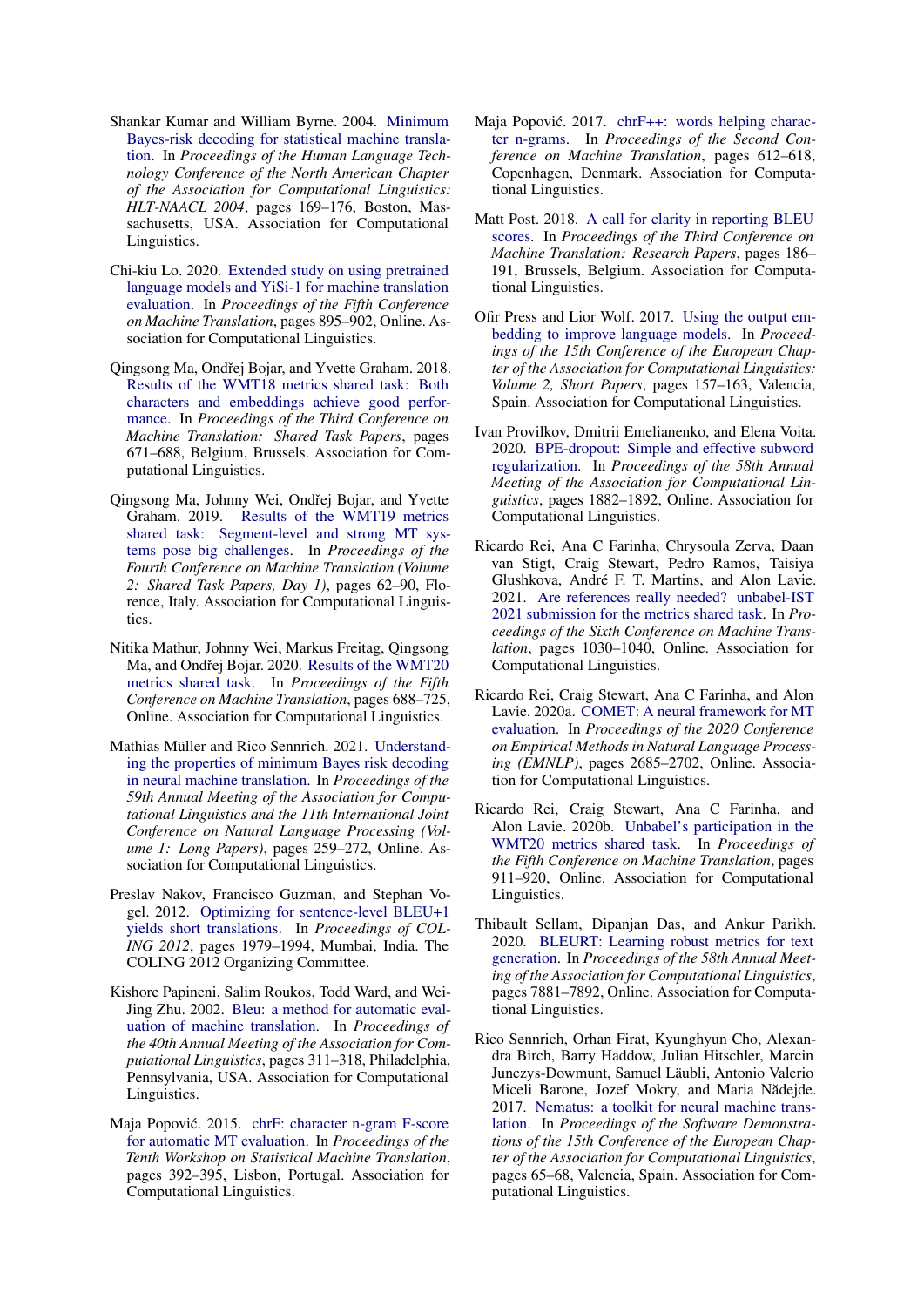Shankar Kumar and William Byrne. 2004. Minimum Bayes-risk decoding for statistical machine translation. In *Proceedings of the Human Language Technology Conference of the North American Chapter of the Association for Computational Linguistics: HLT-NAACL 2004*, pages 169–176, Boston, Massachusetts, USA. Association for Computational Linguistics.

Chi-kiu Lo. 2020. Extended study on using pretrained language models and YiSi-1 for machine translation evaluation. In *Proceedings of the Fifth Conference on Machine Translation*, pages 895–902, Online. Association for Computational Linguistics.

Qingsong Ma, Ondřej Bojar, and Yvette Graham. 2018. Results of the WMT18 metrics shared task: Both characters and embeddings achieve good performance. In *Proceedings of the Third Conference on Machine Translation: Shared Task Papers*, pages 671–688, Belgium, Brussels. Association for Computational Linguistics.

Qingsong Ma, Johnny Wei, Ondřej Bojar, and Yvette Graham. 2019. Results of the WMT19 metrics shared task: Segment-level and strong MT systems pose big challenges. In *Proceedings of the Fourth Conference on Machine Translation (Volume 2: Shared Task Papers, Day 1)*, pages 62–90, Florence, Italy. Association for Computational Linguistics.

Nitika Mathur, Johnny Wei, Markus Freitag, Qingsong Ma, and Ondřej Bojar. 2020. Results of the WMT20 metrics shared task. In *Proceedings of the Fifth Conference on Machine Translation*, pages 688–725, Online. Association for Computational Linguistics.

Mathias Müller and Rico Sennrich. 2021. Understanding the properties of minimum Bayes risk decoding in neural machine translation. In *Proceedings of the 59th Annual Meeting of the Association for Computational Linguistics and the 11th International Joint Conference on Natural Language Processing (Volume 1: Long Papers)*, pages 259–272, Online. Association for Computational Linguistics.

Preslav Nakov, Francisco Guzman, and Stephan Vogel. 2012. Optimizing for sentence-level BLEU+1 yields short translations. In *Proceedings of COLING 2012*, pages 1979–1994, Mumbai, India. The COLING 2012 Organizing Committee.

Kishore Papineni, Salim Roukos, Todd Ward, and Wei-Jing Zhu. 2002. Bleu: a method for automatic evaluation of machine translation. In *Proceedings of the 40th Annual Meeting of the Association for Computational Linguistics*, pages 311–318, Philadelphia, Pennsylvania, USA. Association for Computational Linguistics.

Maja Popović. 2015. chrF: character n-gram F-score for automatic MT evaluation. In *Proceedings of the Tenth Workshop on Statistical Machine Translation*, pages 392–395, Lisbon, Portugal. Association for Computational Linguistics.

Maja Popović. 2017. chrF++: words helping character n-grams. In *Proceedings of the Second Conference on Machine Translation*, pages 612–618, Copenhagen, Denmark. Association for Computational Linguistics.

Matt Post. 2018. A call for clarity in reporting BLEU scores. In *Proceedings of the Third Conference on Machine Translation: Research Papers*, pages 186–191, Brussels, Belgium. Association for Computational Linguistics.

Ofir Press and Lior Wolf. 2017. Using the output embedding to improve language models. In *Proceedings of the 15th Conference of the European Chapter of the Association for Computational Linguistics: Volume 2, Short Papers*, pages 157–163, Valencia, Spain. Association for Computational Linguistics.

Ivan Provilkov, Dmitrii Emelianenko, and Elena Voita. 2020. BPE-dropout: Simple and effective subword regularization. In *Proceedings of the 58th Annual Meeting of the Association for Computational Linguistics*, pages 1882–1892, Online. Association for Computational Linguistics.

Ricardo Rei, Ana C Farinha, Chrysoula Zerva, Daan van Stigt, Craig Stewart, Pedro Ramos, Taisiya Glushkova, André F. T. Martins, and Alon Lavie. 2021. Are references really needed? unbabel-IST 2021 submission for the metrics shared task. In *Proceedings of the Sixth Conference on Machine Translation*, pages 1030–1040, Online. Association for Computational Linguistics.

Ricardo Rei, Craig Stewart, Ana C Farinha, and Alon Lavie. 2020a. COMET: A neural framework for MT evaluation. In *Proceedings of the 2020 Conference on Empirical Methods in Natural Language Processing (EMNLP)*, pages 2685–2702, Online. Association for Computational Linguistics.

Ricardo Rei, Craig Stewart, Ana C Farinha, and Alon Lavie. 2020b. Unbabel's participation in the WMT20 metrics shared task. In *Proceedings of the Fifth Conference on Machine Translation*, pages 911–920, Online. Association for Computational Linguistics.

Thibault Sellam, Dipanjan Das, and Ankur Parikh. 2020. BLEURT: Learning robust metrics for text generation. In *Proceedings of the 58th Annual Meeting of the Association for Computational Linguistics*, pages 7881–7892, Online. Association for Computational Linguistics.

Rico Sennrich, Orhan Firat, Kyunghyun Cho, Alexandra Birch, Barry Haddow, Julian Hitschler, Marcin Junczys-Dowmunt, Samuel Läubli, Antonio Valerio Miceli Barone, Jozef Mokry, and Maria Nădejde. 2017. Nematus: a toolkit for neural machine translation. In *Proceedings of the Software Demonstrations of the 15th Conference of the European Chapter of the Association for Computational Linguistics*, pages 65–68, Valencia, Spain. Association for Computational Linguistics.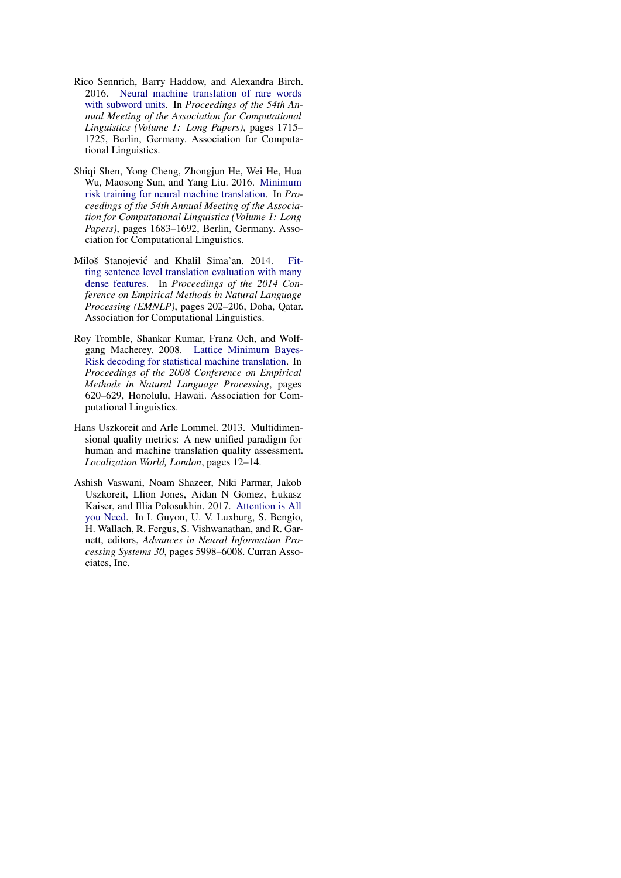Rico Sennrich, Barry Haddow, and Alexandra Birch. 2016. Neural machine translation of rare words with subword units. In *Proceedings of the 54th Annual Meeting of the Association for Computational Linguistics (Volume 1: Long Papers)*, pages 1715–1725, Berlin, Germany. Association for Computational Linguistics.

Shiqi Shen, Yong Cheng, Zhongjun He, Wei He, Hua Wu, Maosong Sun, and Yang Liu. 2016. Minimum risk training for neural machine translation. In *Proceedings of the 54th Annual Meeting of the Association for Computational Linguistics (Volume 1: Long Papers)*, pages 1683–1692, Berlin, Germany. Association for Computational Linguistics.

Miloš Stanojević and Khalil Sima'an. 2014. Fitting sentence level translation evaluation with many dense features. In *Proceedings of the 2014 Conference on Empirical Methods in Natural Language Processing (EMNLP)*, pages 202–206, Doha, Qatar. Association for Computational Linguistics.

Roy Tromble, Shankar Kumar, Franz Och, and Wolfgang Macherey. 2008. Lattice Minimum Bayes-Risk decoding for statistical machine translation. In *Proceedings of the 2008 Conference on Empirical Methods in Natural Language Processing*, pages 620–629, Honolulu, Hawaii. Association for Computational Linguistics.

Hans Uszkoreit and Arle Lommel. 2013. Multidimensional quality metrics: A new unified paradigm for human and machine translation quality assessment. *Localization World, London*, pages 12–14.

Ashish Vaswani, Noam Shazeer, Niki Parmar, Jakob Uszkoreit, Llion Jones, Aidan N Gomez, Łukasz Kaiser, and Illia Polosukhin. 2017. Attention is All you Need. In I. Guyon, U. V. Luxburg, S. Bengio, H. Wallach, R. Fergus, S. Vishwanathan, and R. Garnett, editors, *Advances in Neural Information Processing Systems 30*, pages 5998–6008. Curran Associates, Inc.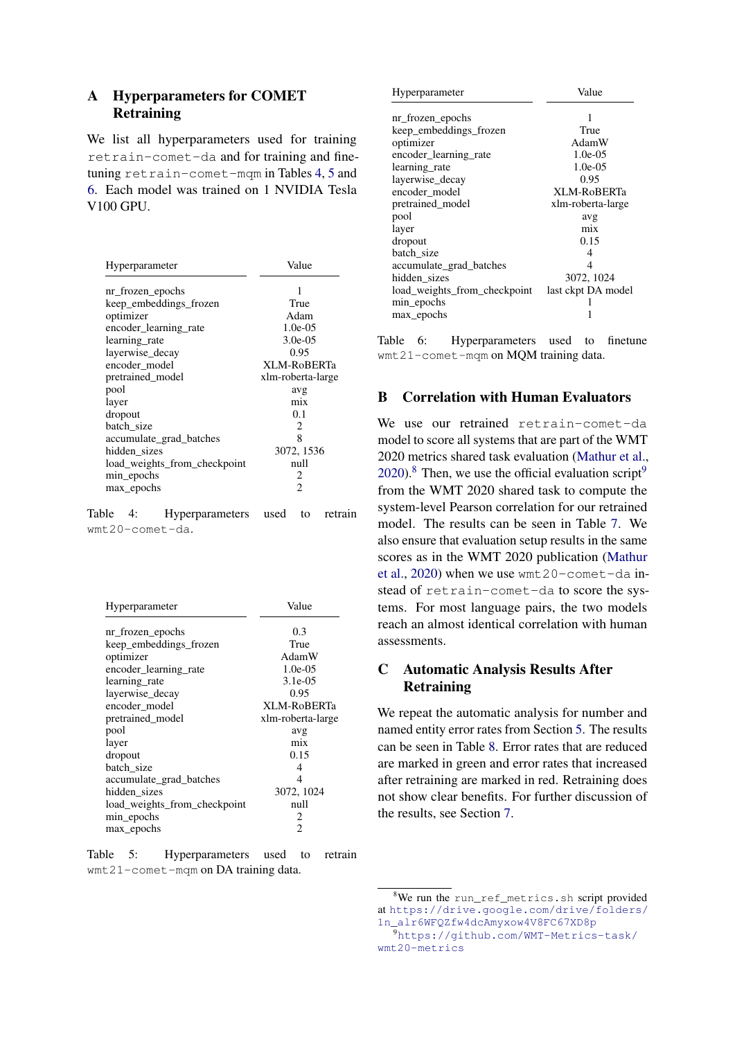## A Hyperparameters for COMET Retraining

We list all hyperparameters used for training `retrain-comet-da` and for training and fine-tuning `retrain-comet-mqm` in Tables 4, 5 and 6. Each model was trained on 1 NVIDIA Tesla V100 GPU.

| Hyperparameter | Value |
|---|---|
| nr_frozen_epochs | 1 |
| keep_embeddings_frozen | True |
| optimizer | Adam |
| encoder_learning_rate | 1.0e-05 |
| learning_rate | 3.0e-05 |
| layerwise_decay | 0.95 |
| encoder_model | XLM-RoBERTa |
| pretrained_model | xlm-roberta-large |
| pool | avg |
| layer | mix |
| dropout | 0.1 |
| batch_size | 2 |
| accumulate_grad_batches | 8 |
| hidden_sizes | 3072, 1536 |
| load_weights_from_checkpoint | null |
| min_epochs | 2 |
| max_epochs | 2 |

Table 4: Hyperparameters used to retrain `wmt20-comet-da`.

| Hyperparameter | Value |
|---|---|
| nr_frozen_epochs | 0.3 |
| keep_embeddings_frozen | True |
| optimizer | AdamW |
| encoder_learning_rate | 1.0e-05 |
| learning_rate | 3.1e-05 |
| layerwise_decay | 0.95 |
| encoder_model | XLM-RoBERTa |
| pretrained_model | xlm-roberta-large |
| pool | avg |
| layer | mix |
| dropout | 0.15 |
| batch_size | 4 |
| accumulate_grad_batches | 4 |
| hidden_sizes | 3072, 1024 |
| load_weights_from_checkpoint | null |
| min_epochs | 2 |
| max_epochs | 2 |

Table 5: Hyperparameters used to retrain `wmt21-comet-mqm` on DA training data.

| Hyperparameter | Value |
|---|---|
| nr_frozen_epochs | 1 |
| keep_embeddings_frozen | True |
| optimizer | AdamW |
| encoder_learning_rate | 1.0e-05 |
| learning_rate | 1.0e-05 |
| layerwise_decay | 0.95 |
| encoder_model | XLM-RoBERTa |
| pretrained_model | xlm-roberta-large |
| pool | avg |
| layer | mix |
| dropout | 0.15 |
| batch_size | 4 |
| accumulate_grad_batches | 4 |
| hidden_sizes | 3072, 1024 |
| load_weights_from_checkpoint | last ckpt DA model |
| min_epochs | 1 |
| max_epochs | 1 |

Table 6: Hyperparameters used to finetune `wmt21-comet-mqm` on MQM training data.

## B Correlation with Human Evaluators

We use our retrained `retrain-comet-da` model to score all systems that are part of the WMT 2020 metrics shared task evaluation (Mathur et al., 2020).[8] Then, we use the official evaluation script[9] from the WMT 2020 shared task to compute the system-level Pearson correlation for our retrained model. The results can be seen in Table 7. We also ensure that evaluation setup results in the same scores as in the WMT 2020 publication (Mathur et al., 2020) when we use `wmt20-comet-da` instead of `retrain-comet-da` to score the systems. For most language pairs, the two models reach an almost identical correlation with human assessments.

## C Automatic Analysis Results After Retraining

We repeat the automatic analysis for number and named entity error rates from Section 5. The results can be seen in Table 8. Error rates that are reduced are marked in green and error rates that increased after retraining are marked in red. Retraining does not show clear benefits. For further discussion of the results, see Section 7.

[8] We run the `run_ref_metrics.sh` script provided at https://drive.google.com/drive/folders/1n_alr6WFQZfw4dcAmyxow4V8FC67XD8p

[9] https://github.com/WMT-Metrics-task/wmt20-metrics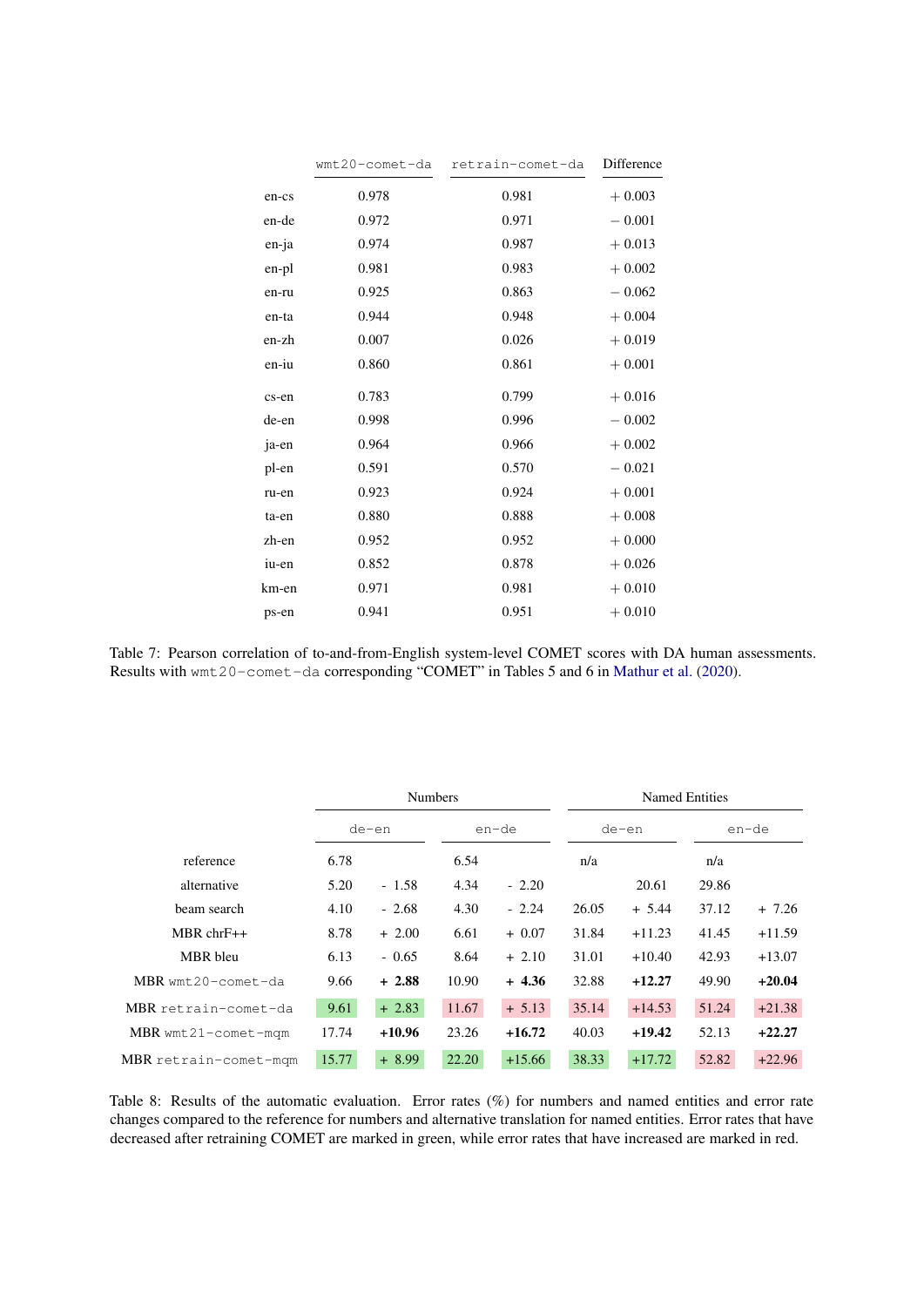| | `wmt20-comet-da` | `retrain-comet-da` | Difference |
|---|---|---|---|
| en-cs | 0.978 | 0.981 | + 0.003 |
| en-de | 0.972 | 0.971 | − 0.001 |
| en-ja | 0.974 | 0.987 | + 0.013 |
| en-pl | 0.981 | 0.983 | + 0.002 |
| en-ru | 0.925 | 0.863 | − 0.062 |
| en-ta | 0.944 | 0.948 | + 0.004 |
| en-zh | 0.007 | 0.026 | + 0.019 |
| en-iu | 0.860 | 0.861 | + 0.001 |
| cs-en | 0.783 | 0.799 | + 0.016 |
| de-en | 0.998 | 0.996 | − 0.002 |
| ja-en | 0.964 | 0.966 | + 0.002 |
| pl-en | 0.591 | 0.570 | − 0.021 |
| ru-en | 0.923 | 0.924 | + 0.001 |
| ta-en | 0.880 | 0.888 | + 0.008 |
| zh-en | 0.952 | 0.952 | + 0.000 |
| iu-en | 0.852 | 0.878 | + 0.026 |
| km-en | 0.971 | 0.981 | + 0.010 |
| ps-en | 0.941 | 0.951 | + 0.010 |

Table 7: Pearson correlation of to-and-from-English system-level COMET scores with DA human assessments. Results with `wmt20-comet-da` corresponding "COMET" in Tables 5 and 6 in Mathur et al. (2020).

| | Numbers | | | | Named Entities | | | |
|---|---|---|---|---|---|---|---|---|
| | `de-en` | | `en-de` | | `de-en` | | `en-de` | |
| reference | 6.78 | | 6.54 | | n/a | | n/a | |
| alternative | 5.20 | - 1.58 | 4.34 | - 2.20 | | 20.61 | 29.86 | |
| beam search | 4.10 | - 2.68 | 4.30 | - 2.24 | 26.05 | + 5.44 | 37.12 | + 7.26 |
| MBR chrF++ | 8.78 | + 2.00 | 6.61 | + 0.07 | 31.84 | +11.23 | 41.45 | +11.59 |
| MBR bleu | 6.13 | - 0.65 | 8.64 | + 2.10 | 31.01 | +10.40 | 42.93 | +13.07 |
| MBR `wmt20-comet-da` | 9.66 | **+ 2.88** | 10.90 | **+ 4.36** | 32.88 | **+12.27** | 49.90 | **+20.04** |
| MBR `retrain-comet-da` | 9.61 | + 2.83 | 11.67 | + 5.13 | 35.14 | +14.53 | 51.24 | +21.38 |
| MBR `wmt21-comet-mqm` | 17.74 | **+10.96** | 23.26 | **+16.72** | 40.03 | **+19.42** | 52.13 | **+22.27** |
| MBR `retrain-comet-mqm` | 15.77 | + 8.99 | 22.20 | +15.66 | 38.33 | +17.72 | 52.82 | +22.96 |

Table 8: Results of the automatic evaluation. Error rates (%) for numbers and named entities and error rate changes compared to the reference for numbers and alternative translation for named entities. Error rates that have decreased after retraining COMET are marked in green, while error rates that have increased are marked in red.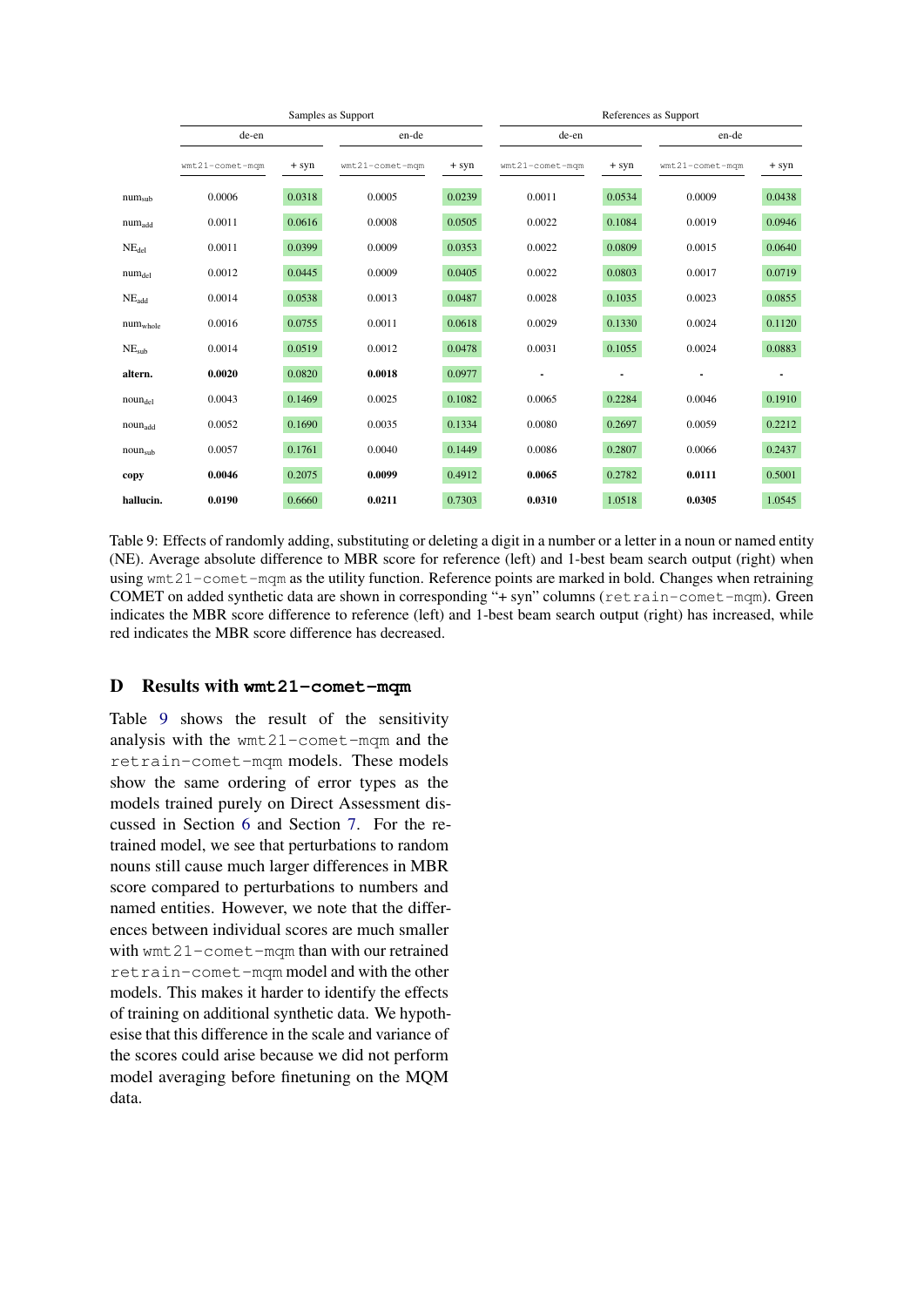| | Samples as Support | | | | References as Support | | | |
|---|---|---|---|---|---|---|---|---|
| | de-en | | en-de | | de-en | | en-de | |
| | wmt21-comet-mqm | + syn | wmt21-comet-mqm | + syn | wmt21-comet-mqm | + syn | wmt21-comet-mqm | + syn |
| $\text{num}_{\text{sub}}$ | 0.0006 | 0.0318 | 0.0005 | 0.0239 | 0.0011 | 0.0534 | 0.0009 | 0.0438 |
| $\text{num}_{\text{add}}$ | 0.0011 | 0.0616 | 0.0008 | 0.0505 | 0.0022 | 0.1084 | 0.0019 | 0.0946 |
| $\text{NE}_{\text{del}}$ | 0.0011 | 0.0399 | 0.0009 | 0.0353 | 0.0022 | 0.0809 | 0.0015 | 0.0640 |
| $\text{num}_{\text{del}}$ | 0.0012 | 0.0445 | 0.0009 | 0.0405 | 0.0022 | 0.0803 | 0.0017 | 0.0719 |
| $\text{NE}_{\text{add}}$ | 0.0014 | 0.0538 | 0.0013 | 0.0487 | 0.0028 | 0.1035 | 0.0023 | 0.0855 |
| $\text{num}_{\text{whole}}$ | 0.0016 | 0.0755 | 0.0011 | 0.0618 | 0.0029 | 0.1330 | 0.0024 | 0.1120 |
| $\text{NE}_{\text{sub}}$ | 0.0014 | 0.0519 | 0.0012 | 0.0478 | 0.0031 | 0.1055 | 0.0024 | 0.0883 |
| **altern.** | **0.0020** | 0.0820 | **0.0018** | 0.0977 | - | - | - | - |
| $\text{noun}_{\text{del}}$ | 0.0043 | 0.1469 | 0.0025 | 0.1082 | 0.0065 | 0.2284 | 0.0046 | 0.1910 |
| $\text{noun}_{\text{add}}$ | 0.0052 | 0.1690 | 0.0035 | 0.1334 | 0.0080 | 0.2697 | 0.0059 | 0.2212 |
| $\text{noun}_{\text{sub}}$ | 0.0057 | 0.1761 | 0.0040 | 0.1449 | 0.0086 | 0.2807 | 0.0066 | 0.2437 |
| **copy** | **0.0046** | 0.2075 | **0.0099** | 0.4912 | **0.0065** | 0.2782 | **0.0111** | 0.5001 |
| **hallucin.** | **0.0190** | 0.6660 | **0.0211** | 0.7303 | **0.0310** | 1.0518 | **0.0305** | 1.0545 |

Table 9: Effects of randomly adding, substituting or deleting a digit in a number or a letter in a noun or named entity (NE). Average absolute difference to MBR score for reference (left) and 1-best beam search output (right) when using wmt21-comet-mqm as the utility function. Reference points are marked in bold. Changes when retraining COMET on added synthetic data are shown in corresponding "+ syn" columns (retrain-comet-mqm). Green indicates the MBR score difference to reference (left) and 1-best beam search output (right) has increased, while red indicates the MBR score difference has decreased.

## D Results with wmt21-comet-mqm

Table 9 shows the result of the sensitivity analysis with the wmt21-comet-mqm and the retrain-comet-mqm models. These models show the same ordering of error types as the models trained purely on Direct Assessment discussed in Section 6 and Section 7. For the retrained model, we see that perturbations to random nouns still cause much larger differences in MBR score compared to perturbations to numbers and named entities. However, we note that the differences between individual scores are much smaller with wmt21-comet-mqm than with our retrained retrain-comet-mqm model and with the other models. This makes it harder to identify the effects of training on additional synthetic data. We hypothesise that this difference in the scale and variance of the scores could arise because we did not perform model averaging before finetuning on the MQM data.